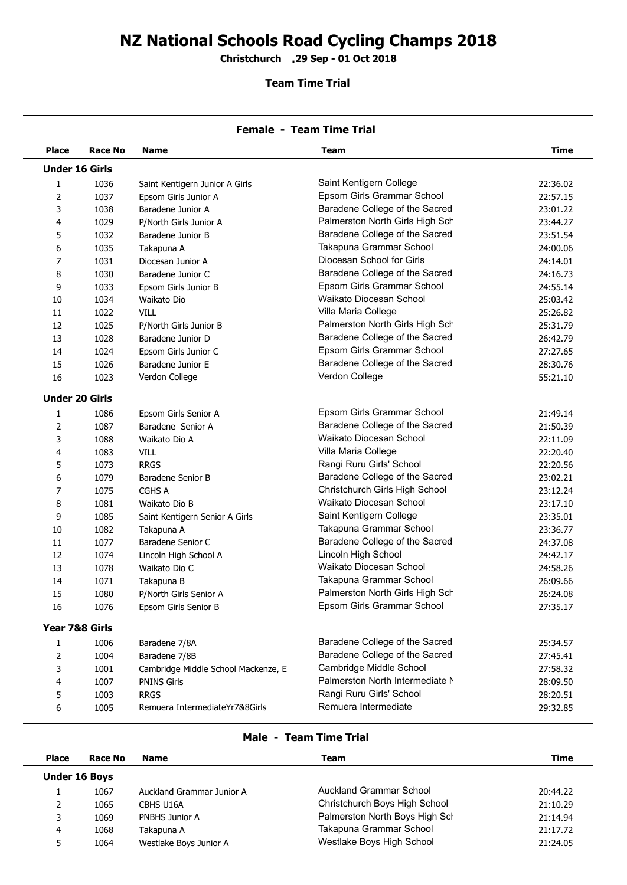# NZ National Schools Road Cycling Champs 2018

**Christchurch .29 Sep - 01 Oct 2018**

**Team Time Trial**

## Female - Team Time Trial

| Place | Race No | Name | Team | Time |
|---|---|---|---|---|
| **Under 16 Girls** | | | | |
| 1 | 1036 | Saint Kentigern Junior A Girls | Saint Kentigern College | 22:36.02 |
| 2 | 1037 | Epsom Girls Junior A | Epsom Girls Grammar School | 22:57.15 |
| 3 | 1038 | Baradene Junior A | Baradene College of the Sacred | 23:01.22 |
| 4 | 1029 | P/North Girls Junior A | Palmerston North Girls High Sch | 23:44.27 |
| 5 | 1032 | Baradene Junior B | Baradene College of the Sacred | 23:51.54 |
| 6 | 1035 | Takapuna A | Takapuna Grammar School | 24:00.06 |
| 7 | 1031 | Diocesan Junior A | Diocesan School for Girls | 24:14.01 |
| 8 | 1030 | Baradene Junior C | Baradene College of the Sacred | 24:16.73 |
| 9 | 1033 | Epsom Girls Junior B | Epsom Girls Grammar School | 24:55.14 |
| 10 | 1034 | Waikato Dio | Waikato Diocesan School | 25:03.42 |
| 11 | 1022 | VILL | Villa Maria College | 25:26.82 |
| 12 | 1025 | P/North Girls Junior B | Palmerston North Girls High Sch | 25:31.79 |
| 13 | 1028 | Baradene Junior D | Baradene College of the Sacred | 26:42.79 |
| 14 | 1024 | Epsom Girls Junior C | Epsom Girls Grammar School | 27:27.65 |
| 15 | 1026 | Baradene Junior E | Baradene College of the Sacred | 28:30.76 |
| 16 | 1023 | Verdon College | Verdon College | 55:21.10 |
| **Under 20 Girls** | | | | |
| 1 | 1086 | Epsom Girls Senior A | Epsom Girls Grammar School | 21:49.14 |
| 2 | 1087 | Baradene Senior A | Baradene College of the Sacred | 21:50.39 |
| 3 | 1088 | Waikato Dio A | Waikato Diocesan School | 22:11.09 |
| 4 | 1083 | VILL | Villa Maria College | 22:20.40 |
| 5 | 1073 | RRGS | Rangi Ruru Girls' School | 22:20.56 |
| 6 | 1079 | Baradene Senior B | Baradene College of the Sacred | 23:02.21 |
| 7 | 1075 | CGHS A | Christchurch Girls High School | 23:12.24 |
| 8 | 1081 | Waikato Dio B | Waikato Diocesan School | 23:17.10 |
| 9 | 1085 | Saint Kentigern Senior A Girls | Saint Kentigern College | 23:35.01 |
| 10 | 1082 | Takapuna A | Takapuna Grammar School | 23:36.77 |
| 11 | 1077 | Baradene Senior C | Baradene College of the Sacred | 24:37.08 |
| 12 | 1074 | Lincoln High School A | Lincoln High School | 24:42.17 |
| 13 | 1078 | Waikato Dio C | Waikato Diocesan School | 24:58.26 |
| 14 | 1071 | Takapuna B | Takapuna Grammar School | 26:09.66 |
| 15 | 1080 | P/North Girls Senior A | Palmerston North Girls High Sch | 26:24.08 |
| 16 | 1076 | Epsom Girls Senior B | Epsom Girls Grammar School | 27:35.17 |
| **Year 7&8 Girls** | | | | |
| 1 | 1006 | Baradene 7/8A | Baradene College of the Sacred | 25:34.57 |
| 2 | 1004 | Baradene 7/8B | Baradene College of the Sacred | 27:45.41 |
| 3 | 1001 | Cambridge Middle School Mackenze, E | Cambridge Middle School | 27:58.32 |
| 4 | 1007 | PNINS Girls | Palmerston North Intermediate N | 28:09.50 |
| 5 | 1003 | RRGS | Rangi Ruru Girls' School | 28:20.51 |
| 6 | 1005 | Remuera IntermediateYr7&8Girls | Remuera Intermediate | 29:32.85 |

## Male - Team Time Trial

| Place | Race No | Name | Team | Time |
|---|---|---|---|---|
| **Under 16 Boys** | | | | |
| 1 | 1067 | Auckland Grammar Junior A | Auckland Grammar School | 20:44.22 |
| 2 | 1065 | CBHS U16A | Christchurch Boys High School | 21:10.29 |
| 3 | 1069 | PNBHS Junior A | Palmerston North Boys High Sch | 21:14.94 |
| 4 | 1068 | Takapuna A | Takapuna Grammar School | 21:17.72 |
| 5 | 1064 | Westlake Boys Junior A | Westlake Boys High School | 21:24.05 |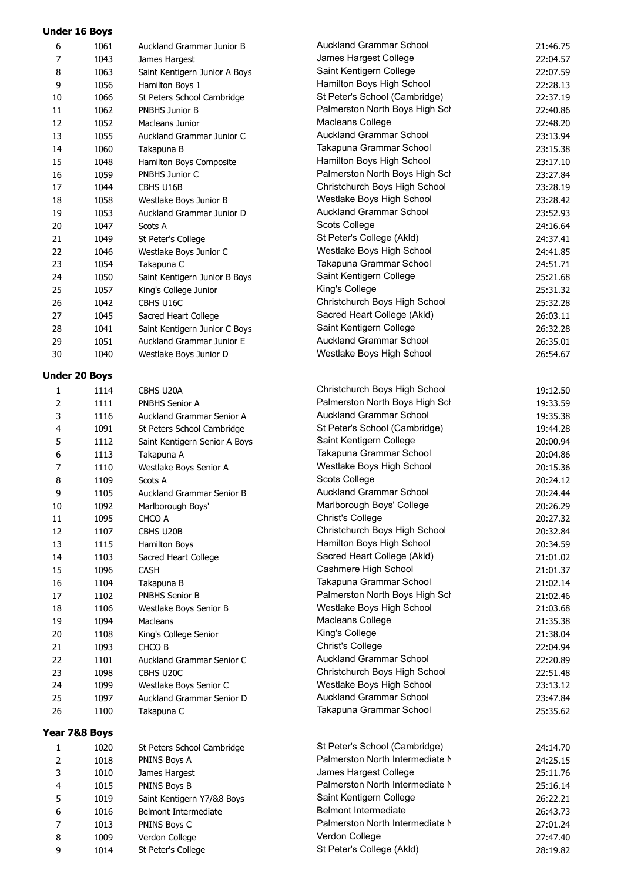## Under 16 Boys

| | | | | |
|---|---|---|---|---|
| 6 | 1061 | Auckland Grammar Junior B | Auckland Grammar School | 21:46.75 |
| 7 | 1043 | James Hargest | James Hargest College | 22:04.57 |
| 8 | 1063 | Saint Kentigern Junior A Boys | Saint Kentigern College | 22:07.59 |
| 9 | 1056 | Hamilton Boys 1 | Hamilton Boys High School | 22:28.13 |
| 10 | 1066 | St Peters School Cambridge | St Peter's School (Cambridge) | 22:37.19 |
| 11 | 1062 | PNBHS Junior B | Palmerston North Boys High Scl | 22:40.86 |
| 12 | 1052 | Macleans Junior | Macleans College | 22:48.20 |
| 13 | 1055 | Auckland Grammar Junior C | Auckland Grammar School | 23:13.94 |
| 14 | 1060 | Takapuna B | Takapuna Grammar School | 23:15.38 |
| 15 | 1048 | Hamilton Boys Composite | Hamilton Boys High School | 23:17.10 |
| 16 | 1059 | PNBHS Junior C | Palmerston North Boys High Scl | 23:27.84 |
| 17 | 1044 | CBHS U16B | Christchurch Boys High School | 23:28.19 |
| 18 | 1058 | Westlake Boys Junior B | Westlake Boys High School | 23:28.42 |
| 19 | 1053 | Auckland Grammar Junior D | Auckland Grammar School | 23:52.93 |
| 20 | 1047 | Scots A | Scots College | 24:16.64 |
| 21 | 1049 | St Peter's College | St Peter's College (Akld) | 24:37.41 |
| 22 | 1046 | Westlake Boys Junior C | Westlake Boys High School | 24:41.85 |
| 23 | 1054 | Takapuna C | Takapuna Grammar School | 24:51.71 |
| 24 | 1050 | Saint Kentigern Junior B Boys | Saint Kentigern College | 25:21.68 |
| 25 | 1057 | King's College Junior | King's College | 25:31.32 |
| 26 | 1042 | CBHS U16C | Christchurch Boys High School | 25:32.28 |
| 27 | 1045 | Sacred Heart College | Sacred Heart College (Akld) | 26:03.11 |
| 28 | 1041 | Saint Kentigern Junior C Boys | Saint Kentigern College | 26:32.28 |
| 29 | 1051 | Auckland Grammar Junior E | Auckland Grammar School | 26:35.01 |
| 30 | 1040 | Westlake Boys Junior D | Westlake Boys High School | 26:54.67 |

## Under 20 Boys

| | | | | |
|---|---|---|---|---|
| 1 | 1114 | CBHS U20A | Christchurch Boys High School | 19:12.50 |
| 2 | 1111 | PNBHS Senior A | Palmerston North Boys High Scl | 19:33.59 |
| 3 | 1116 | Auckland Grammar Senior A | Auckland Grammar School | 19:35.38 |
| 4 | 1091 | St Peters School Cambridge | St Peter's School (Cambridge) | 19:44.28 |
| 5 | 1112 | Saint Kentigern Senior A Boys | Saint Kentigern College | 20:00.94 |
| 6 | 1113 | Takapuna A | Takapuna Grammar School | 20:04.86 |
| 7 | 1110 | Westlake Boys Senior A | Westlake Boys High School | 20:15.36 |
| 8 | 1109 | Scots A | Scots College | 20:24.12 |
| 9 | 1105 | Auckland Grammar Senior B | Auckland Grammar School | 20:24.44 |
| 10 | 1092 | Marlborough Boys' | Marlborough Boys' College | 20:26.29 |
| 11 | 1095 | CHCO A | Christ's College | 20:27.32 |
| 12 | 1107 | CBHS U20B | Christchurch Boys High School | 20:32.84 |
| 13 | 1115 | Hamilton Boys | Hamilton Boys High School | 20:34.59 |
| 14 | 1103 | Sacred Heart College | Sacred Heart College (Akld) | 21:01.02 |
| 15 | 1096 | CASH | Cashmere High School | 21:01.37 |
| 16 | 1104 | Takapuna B | Takapuna Grammar School | 21:02.14 |
| 17 | 1102 | PNBHS Senior B | Palmerston North Boys High Scl | 21:02.46 |
| 18 | 1106 | Westlake Boys Senior B | Westlake Boys High School | 21:03.68 |
| 19 | 1094 | Macleans | Macleans College | 21:35.38 |
| 20 | 1108 | King's College Senior | King's College | 21:38.04 |
| 21 | 1093 | CHCO B | Christ's College | 22:04.94 |
| 22 | 1101 | Auckland Grammar Senior C | Auckland Grammar School | 22:20.89 |
| 23 | 1098 | CBHS U20C | Christchurch Boys High School | 22:51.48 |
| 24 | 1099 | Westlake Boys Senior C | Westlake Boys High School | 23:13.12 |
| 25 | 1097 | Auckland Grammar Senior D | Auckland Grammar School | 23:47.84 |
| 26 | 1100 | Takapuna C | Takapuna Grammar School | 25:35.62 |

## Year 7&8 Boys

| | | | | |
|---|---|---|---|---|
| 1 | 1020 | St Peters School Cambridge | St Peter's School (Cambridge) | 24:14.70 |
| 2 | 1018 | PNINS Boys A | Palmerston North Intermediate N | 24:25.15 |
| 3 | 1010 | James Hargest | James Hargest College | 25:11.76 |
| 4 | 1015 | PNINS Boys B | Palmerston North Intermediate N | 25:16.14 |
| 5 | 1019 | Saint Kentigern Y7/&8 Boys | Saint Kentigern College | 26:22.21 |
| 6 | 1016 | Belmont Intermediate | Belmont Intermediate | 26:43.73 |
| 7 | 1013 | PNINS Boys C | Palmerston North Intermediate N | 27:01.24 |
| 8 | 1009 | Verdon College | Verdon College | 27:47.40 |
| 9 | 1014 | St Peter's College | St Peter's College (Akld) | 28:19.82 |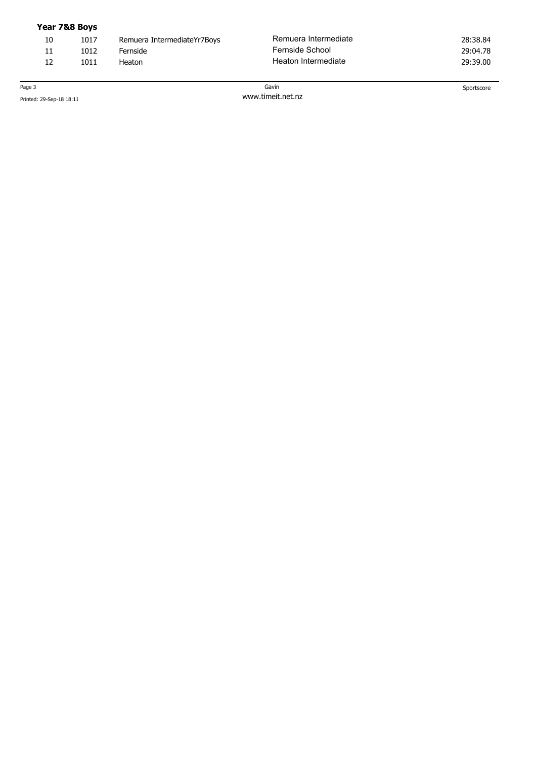### Year 7&8 Boys

| | | | | |
|---|---|---|---|---|
| 10 | 1017 | Remuera IntermediateYr7Boys | Remuera Intermediate | 28:38.84 |
| 11 | 1012 | Fernside | Fernside School | 29:04.78 |
| 12 | 1011 | Heaton | Heaton Intermediate | 29:39.00 |